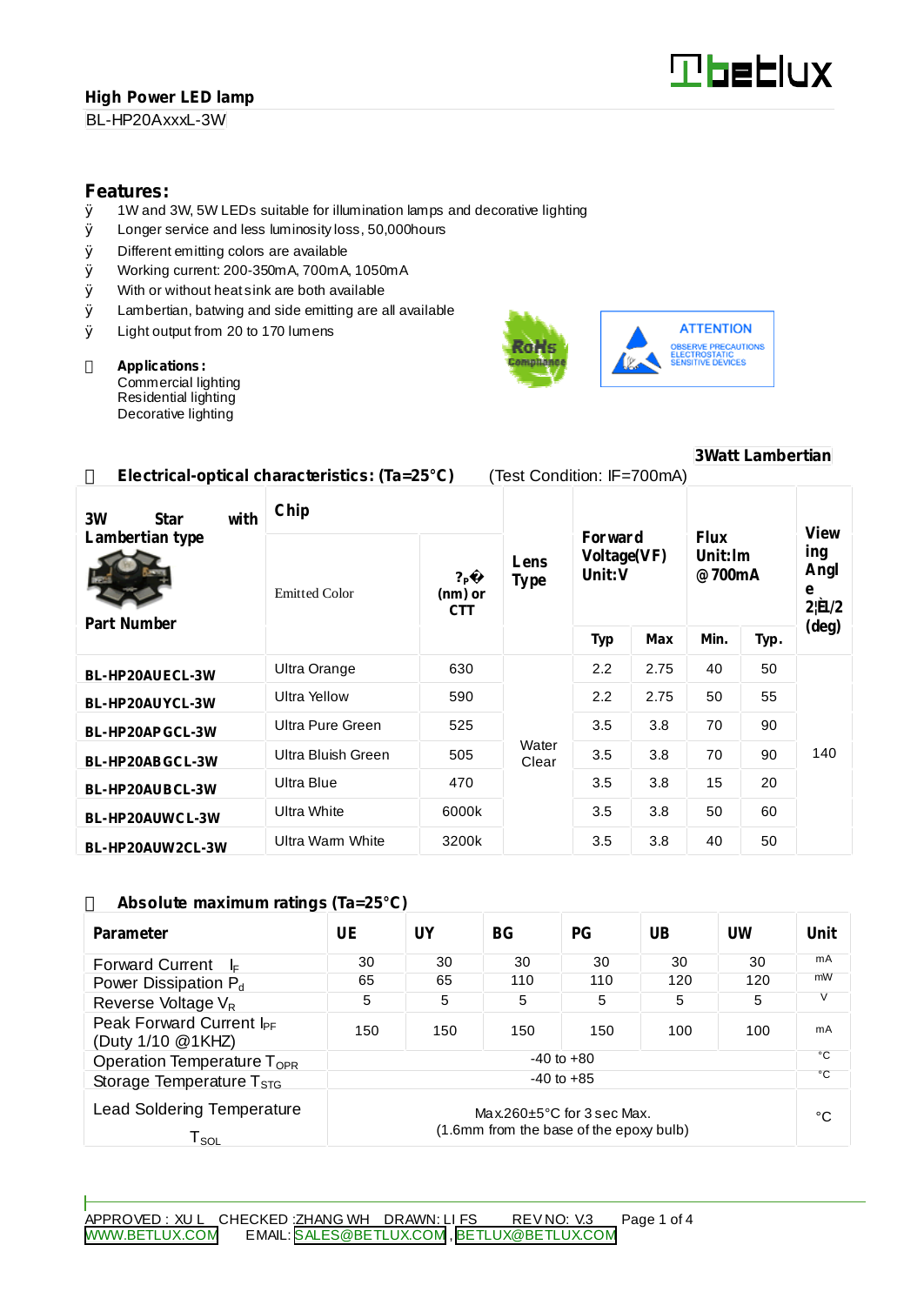**High Power LED lamp**

BL-HP20AxxxL-3W

## Features:

- 1W and 3W, 5W LEDs suitable for illumination lamps and decorative lighting
- Longer service and less luminosity loss, 50,000hours
- Different emitting colors are available
- Working current: 200-350mA, 700mA, 1050mA
- With or without heat sink are both available
- Lambertian, batwing and side emitting are all available
- Light output from 20 to 170 lumens

**Applications:**

Commercial lighting
Residential lighting
Decorative lighting

RoHS Compliance

ATTENTION
OBSERVE PRECAUTIONS ELECTROSTATIC SENSITIVE DEVICES

**3Watt Lambertian**

### Electrical-optical characteristics: (Ta=25°C) (Test Condition: IF=700mA)

| 3W Star with Lambertian type Part Number | Chip Emitted Color | ?ₚ� (nm) or CTT | Lens Type | Forward Voltage(VF) Unit:V | | Flux Unit:lm @700mA | | Viewing Angle 2θ1/2 (deg) |
|---|---|---|---|---|---|---|---|---|
| | | | | Typ | Max | Min. | Typ. | |
| BL-HP20AUECL-3W | Ultra Orange | 630 | Water Clear | 2.2 | 2.75 | 40 | 50 | 140 |
| BL-HP20AUYCL-3W | Ultra Yellow | 590 | | 2.2 | 2.75 | 50 | 55 | |
| BL-HP20APGCL-3W | Ultra Pure Green | 525 | | 3.5 | 3.8 | 70 | 90 | |
| BL-HP20ABGCL-3W | Ultra Bluish Green | 505 | | 3.5 | 3.8 | 70 | 90 | |
| BL-HP20AUBCL-3W | Ultra Blue | 470 | | 3.5 | 3.8 | 15 | 20 | |
| BL-HP20AUWCL-3W | Ultra White | 6000k | | 3.5 | 3.8 | 50 | 60 | |
| BL-HP20AUW2CL-3W | Ultra Warm White | 3200k | | 3.5 | 3.8 | 40 | 50 | |

### Absolute maximum ratings (Ta=25°C)

| Parameter | UE | UY | BG | PG | UB | UW | Unit |
|---|---|---|---|---|---|---|---|
| Forward Current $I_F$ | 30 | 30 | 30 | 30 | 30 | 30 | mA |
| Power Dissipation $P_d$ | 65 | 65 | 110 | 110 | 120 | 120 | mW |
| Reverse Voltage $V_R$ | 5 | 5 | 5 | 5 | 5 | 5 | V |
| Peak Forward Current $I_{PF}$ (Duty 1/10 @1KHZ) | 150 | 150 | 150 | 150 | 100 | 100 | mA |
| Operation Temperature $T_{OPR}$ | -40 to +80 | | | | | | °C |
| Storage Temperature $T_{STG}$ | -40 to +85 | | | | | | °C |
| Lead Soldering Temperature $T_{SOL}$ | Max.260±5°C for 3 sec Max. (1.6mm from the base of the epoxy bulb) | | | | | | °C |

APPROVED : XU L CHECKED :ZHANG WH DRAWN: LI FS REV NO: V.3
WWW.BETLUX.COM EMAIL: SALES@BETLUX.COM , BETLUX@BETLUX.COM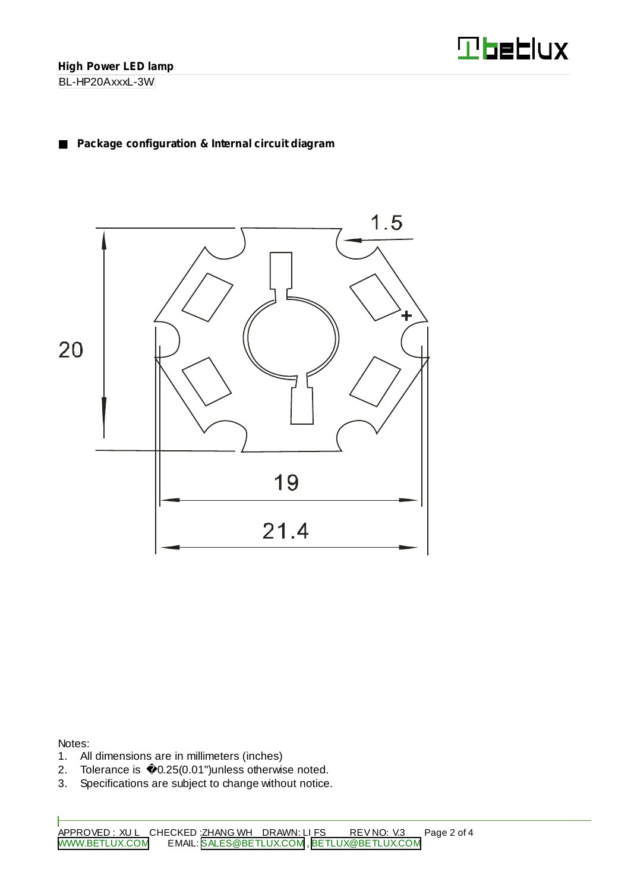**High Power LED lamp**

BL-HP20AxxxL-3W

## ■ Package configuration & Internal circuit diagram

1.5

20

19

21.4

+

Notes:

1. All dimensions are in millimeters (inches)
2. Tolerance is �0.25(0.01")unless otherwise noted.
3. Specifications are subject to change without notice.

APPROVED : XU L CHECKED :ZHANG WH DRAWN: LI FS REV NO: V.3

WWW.BETLUX.COM EMAIL: SALES@BETLUX.COM , BETLUX@BETLUX.COM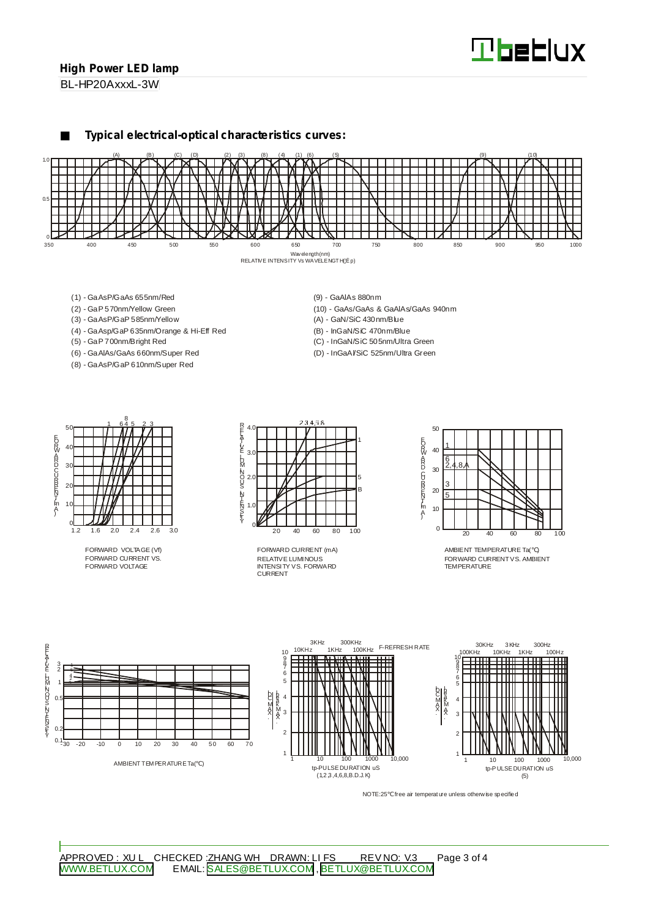## High Power LED lamp

BL-HP20AxxxL-3W

### Typical electrical-optical characteristics curves:

Wavelength(nm)
RELATIVE INTENSITY Vs WAVELENGTH(λp)

(1) - GaAsP/GaAs 655nm/Red
(2) - GaP 570nm/Yellow Green
(3) - GaAsP/GaP 585nm/Yellow
(4) - GaAsp/GaP 635nm/Orange & Hi-Eff Red
(5) - GaP 700nm/Bright Red
(6) - GaAlAs/GaAs 660nm/Super Red
(8) - GaAsP/GaP 610nm/Super Red
(9) - GaAlAs 880nm
(10) - GaAs/GaAs & GaAlAs/GaAs 940nm
(A) - GaN/SiC 430nm/Blue
(B) - InGaN/SiC 470nm/Blue
(C) - InGaN/SiC 505nm/Ultra Green
(D) - InGaAl/SiC 525nm/Ultra Green

FORWARD VOLTAGE (Vf)
FORWARD CURRENT VS. FORWARD VOLTAGE

FORWARD CURRENT (mA)
RELATIVE LUMINOUS INTENSITY VS. FORWARD CURRENT

AMBIENT TEMPERATURE Ta(℃)
FORWARD CURRENT VS. AMBIENT TEMPERATURE

AMBIENT TEMPERATURE Ta(℃)

tp-PULSE DURATION uS
(1,2,3,4,6,8,B,D,J,K)

tp-PULSE DURATION uS
(5)

NOTE: 25℃ free air temperature unless otherwise specified

APPROVED : XU L CHECKED :ZHANG WH DRAWN: LI FS REV NO: V.3
WWW.BETLUX.COM EMAIL: SALES@BETLUX.COM , BETLUX@BETLUX.COM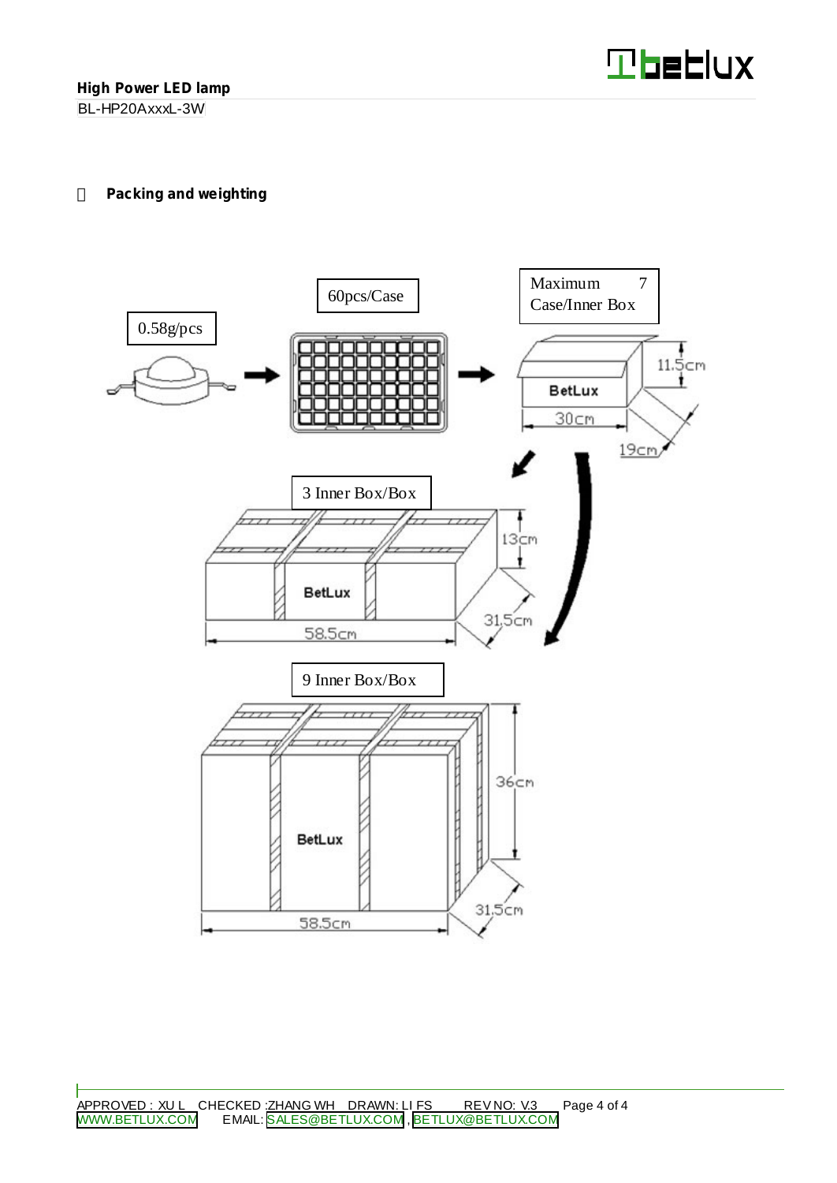## Packing and weighting

0.58g/pcs

60pcs/Case

Maximum 7 Case/Inner Box

BetLux

11.5cm

30cm

19cm

3 Inner Box/Box

BetLux

13cm

58.5cm

31.5cm

9 Inner Box/Box

BetLux

36cm

58.5cm

31.5cm

APPROVED : XU L CHECKED :ZHANG WH DRAWN: LI FS REV NO: V.3

WWW.BETLUX.COM EMAIL: SALES@BETLUX.COM , BETLUX@BETLUX.COM